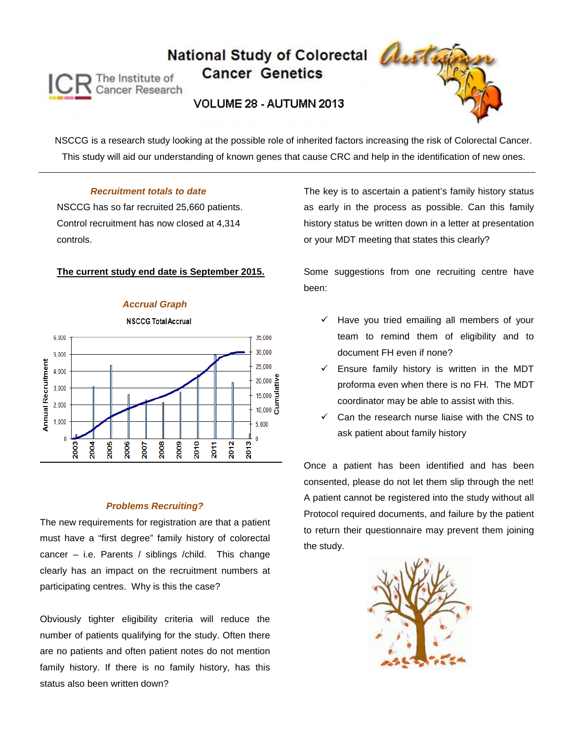# National Study of Colorectal Cancer Genetics

ICR The Institute of Cancer Research

## VOLUME 28 - AUTUMN 2013

NSCCG is a research study looking at the possible role of inherited factors increasing the risk of Colorectal Cancer. This study will aid our understanding of known genes that cause CRC and help in the identification of new ones.

### *Recruitment totals to date*

NSCCG has so far recruited 25,660 patients. Control recruitment has now closed at 4,314 controls.

**The current study end date is September 2015.**

### *Accrual Graph*

NSCCG Total Accrual

Annual Recruitment

0
1,000
2,000
3,000
4,000
5,000
6,000

Cumulative

0
5,000
10,000
15,000
20,000
25,000
30,000
35,000

2003
2004
2005
2006
2007
2008
2009
2010
2011
2012
2013

### *Problems Recruiting?*

The new requirements for registration are that a patient must have a "first degree" family history of colorectal cancer – i.e. Parents / siblings /child. This change clearly has an impact on the recruitment numbers at participating centres. Why is this the case?

Obviously tighter eligibility criteria will reduce the number of patients qualifying for the study. Often there are no patients and often patient notes do not mention family history. If there is no family history, has this status also been written down?

The key is to ascertain a patient's family history status as early in the process as possible. Can this family history status be written down in a letter at presentation or your MDT meeting that states this clearly?

Some suggestions from one recruiting centre have been:

- ✓ Have you tried emailing all members of your team to remind them of eligibility and to document FH even if none?
- ✓ Ensure family history is written in the MDT proforma even when there is no FH. The MDT coordinator may be able to assist with this.
- ✓ Can the research nurse liaise with the CNS to ask patient about family history

Once a patient has been identified and has been consented, please do not let them slip through the net! A patient cannot be registered into the study without all Protocol required documents, and failure by the patient to return their questionnaire may prevent them joining the study.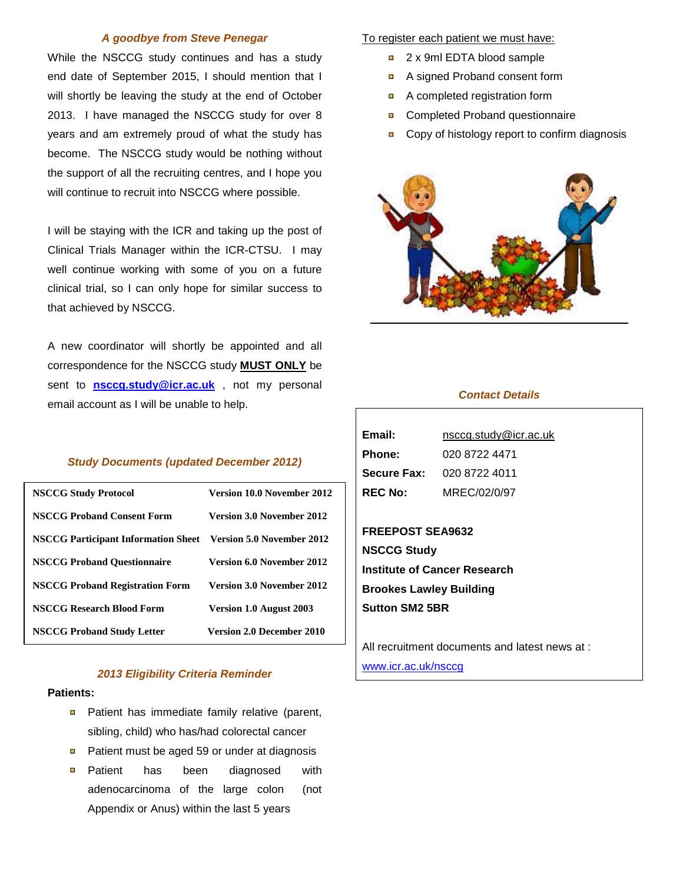### *A goodbye from Steve Penegar*

While the NSCCG study continues and has a study end date of September 2015, I should mention that I will shortly be leaving the study at the end of October 2013. I have managed the NSCCG study for over 8 years and am extremely proud of what the study has become. The NSCCG study would be nothing without the support of all the recruiting centres, and I hope you will continue to recruit into NSCCG where possible.

I will be staying with the ICR and taking up the post of Clinical Trials Manager within the ICR-CTSU. I may well continue working with some of you on a future clinical trial, so I can only hope for similar success to that achieved by NSCCG.

A new coordinator will shortly be appointed and all correspondence for the NSCCG study **MUST ONLY** be sent to **nsccg.study@icr.ac.uk** , not my personal email account as I will be unable to help.

### *Study Documents (updated December 2012)*

| | |
|---|---|
| **NSCCG Study Protocol** | **Version 10.0 November 2012** |
| **NSCCG Proband Consent Form** | **Version 3.0 November 2012** |
| **NSCCG Participant Information Sheet** | **Version 5.0 November 2012** |
| **NSCCG Proband Questionnaire** | **Version 6.0 November 2012** |
| **NSCCG Proband Registration Form** | **Version 3.0 November 2012** |
| **NSCCG Research Blood Form** | **Version 1.0 August 2003** |
| **NSCCG Proband Study Letter** | **Version 2.0 December 2010** |

### *2013 Eligibility Criteria Reminder*

**Patients:**

- Patient has immediate family relative (parent, sibling, child) who has/had colorectal cancer
- Patient must be aged 59 or under at diagnosis
- Patient has been diagnosed with adenocarcinoma of the large colon (not Appendix or Anus) within the last 5 years

To register each patient we must have:

- 2 x 9ml EDTA blood sample
- A signed Proband consent form
- A completed registration form
- Completed Proband questionnaire
- Copy of histology report to confirm diagnosis

### *Contact Details*

**Email:** nsccg.study@icr.ac.uk
**Phone:** 020 8722 4471
**Secure Fax:** 020 8722 4011
**REC No:** MREC/02/0/97

**FREEPOST SEA9632**
**NSCCG Study**
**Institute of Cancer Research**
**Brookes Lawley Building**
**Sutton SM2 5BR**

All recruitment documents and latest news at :
www.icr.ac.uk/nsccg